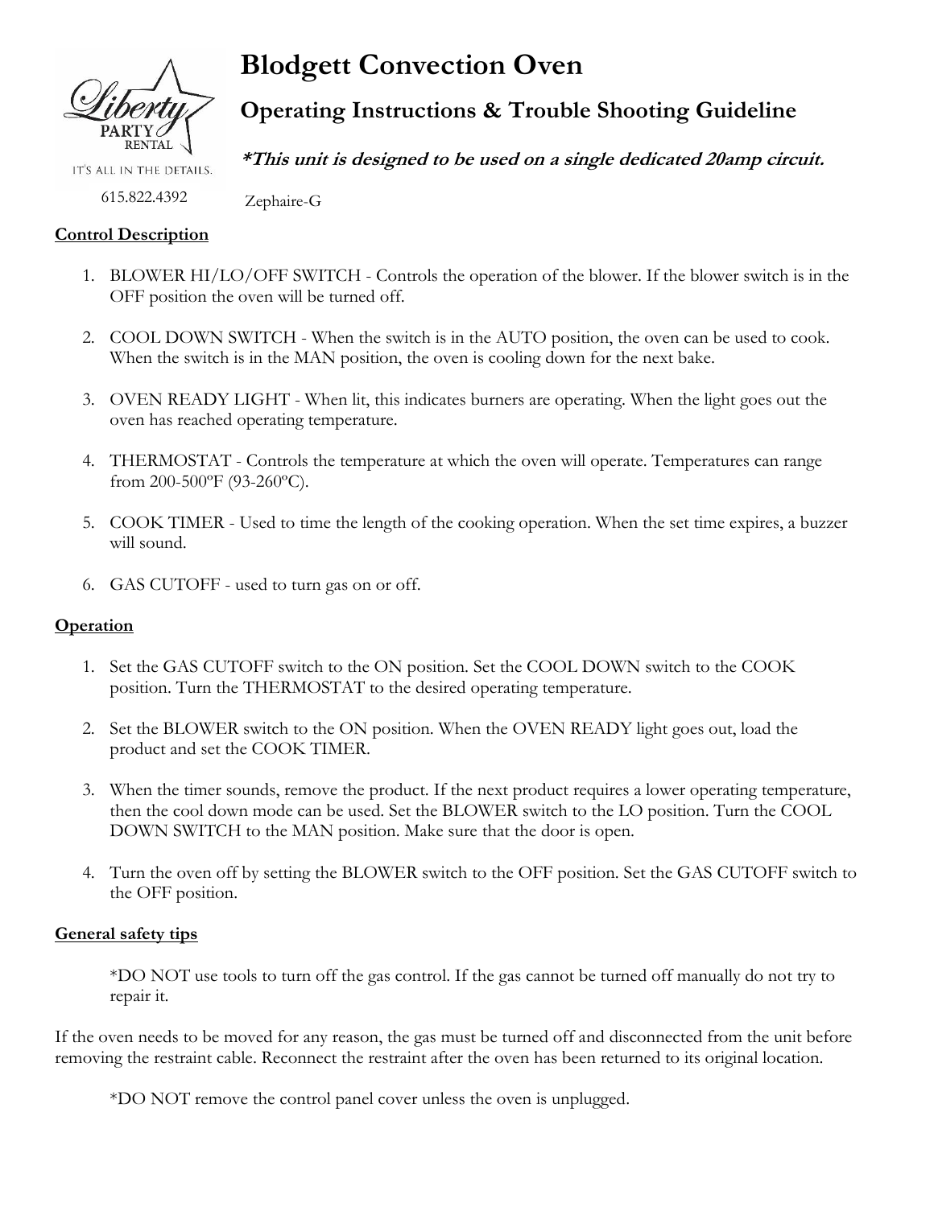Liberty PARTY RENTAL

IT'S ALL IN THE DETAILS.

615.822.4392

# Blodgett Convection Oven

## Operating Instructions & Trouble Shooting Guideline

***This unit is designed to be used on a single dedicated 20amp circuit.***

Zephaire-G

**Control Description**

1. BLOWER HI/LO/OFF SWITCH - Controls the operation of the blower. If the blower switch is in the OFF position the oven will be turned off.

2. COOL DOWN SWITCH - When the switch is in the AUTO position, the oven can be used to cook. When the switch is in the MAN position, the oven is cooling down for the next bake.

3. OVEN READY LIGHT - When lit, this indicates burners are operating. When the light goes out the oven has reached operating temperature.

4. THERMOSTAT - Controls the temperature at which the oven will operate. Temperatures can range from 200-500ºF (93-260ºC).

5. COOK TIMER - Used to time the length of the cooking operation. When the set time expires, a buzzer will sound.

6. GAS CUTOFF - used to turn gas on or off.

**Operation**

1. Set the GAS CUTOFF switch to the ON position. Set the COOL DOWN switch to the COOK position. Turn the THERMOSTAT to the desired operating temperature.

2. Set the BLOWER switch to the ON position. When the OVEN READY light goes out, load the product and set the COOK TIMER.

3. When the timer sounds, remove the product. If the next product requires a lower operating temperature, then the cool down mode can be used. Set the BLOWER switch to the LO position. Turn the COOL DOWN SWITCH to the MAN position. Make sure that the door is open.

4. Turn the oven off by setting the BLOWER switch to the OFF position. Set the GAS CUTOFF switch to the OFF position.

**General safety tips**

*DO NOT use tools to turn off the gas control. If the gas cannot be turned off manually do not try to repair it.

If the oven needs to be moved for any reason, the gas must be turned off and disconnected from the unit before removing the restraint cable. Reconnect the restraint after the oven has been returned to its original location.

*DO NOT remove the control panel cover unless the oven is unplugged.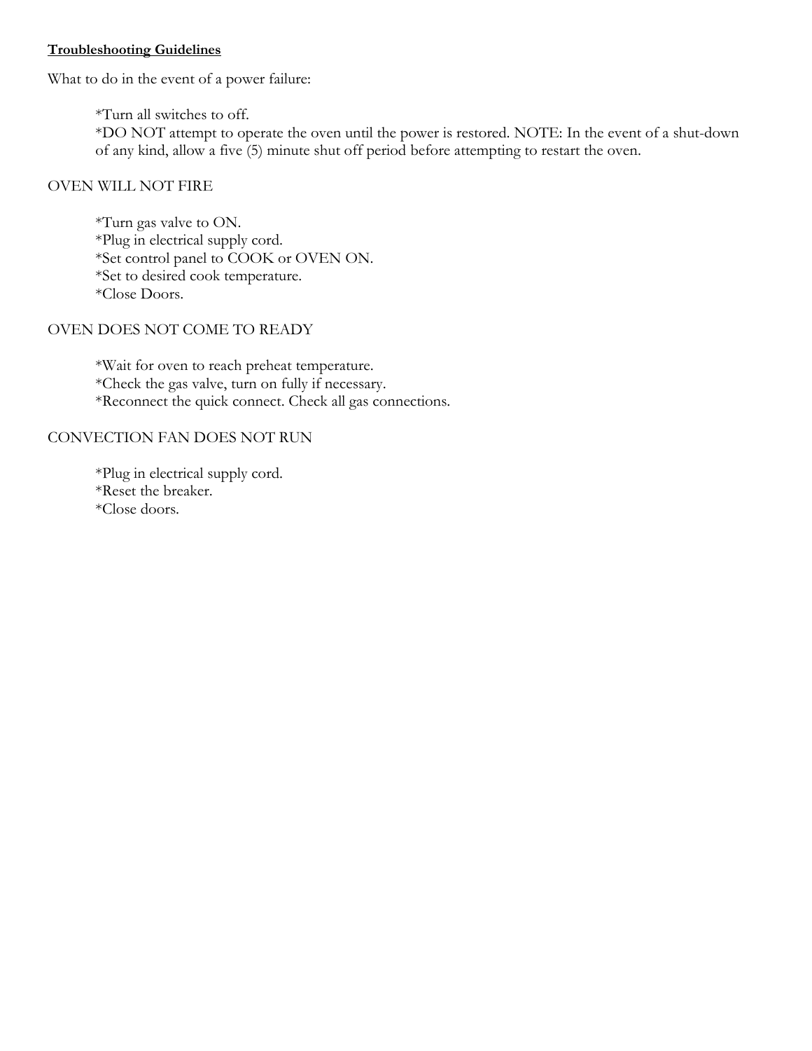**<u>Troubleshooting Guidelines</u>**

What to do in the event of a power failure:

*Turn all switches to off.
*DO NOT attempt to operate the oven until the power is restored. NOTE: In the event of a shut-down of any kind, allow a five (5) minute shut off period before attempting to restart the oven.

OVEN WILL NOT FIRE

*Turn gas valve to ON.
*Plug in electrical supply cord.
*Set control panel to COOK or OVEN ON.
*Set to desired cook temperature.
*Close Doors.

OVEN DOES NOT COME TO READY

*Wait for oven to reach preheat temperature.
*Check the gas valve, turn on fully if necessary.
*Reconnect the quick connect. Check all gas connections.

CONVECTION FAN DOES NOT RUN

*Plug in electrical supply cord.
*Reset the breaker.
*Close doors.